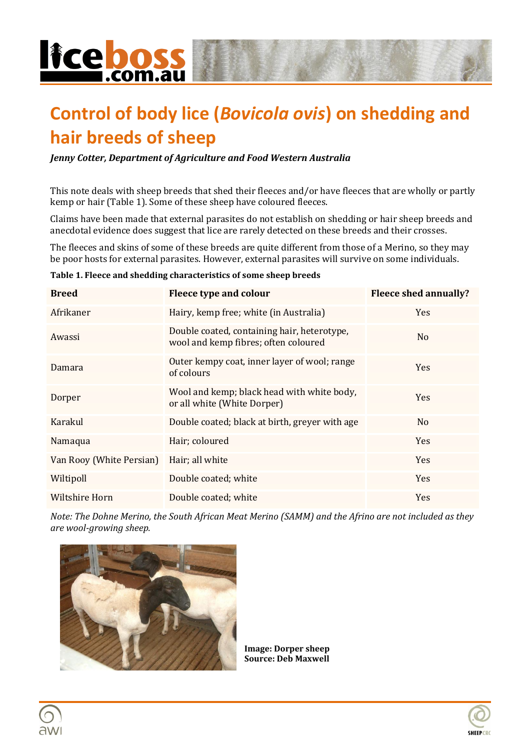# Control of body lice (*Bovicola ovis*) on shedding and hair breeds of sheep

***Jenny Cotter, Department of Agriculture and Food Western Australia***

This note deals with sheep breeds that shed their fleeces and/or have fleeces that are wholly or partly kemp or hair (Table 1). Some of these sheep have coloured fleeces.

Claims have been made that external parasites do not establish on shedding or hair sheep breeds and anecdotal evidence does suggest that lice are rarely detected on these breeds and their crosses.

The fleeces and skins of some of these breeds are quite different from those of a Merino, so they may be poor hosts for external parasites. However, external parasites will survive on some individuals.

**Table 1. Fleece and shedding characteristics of some sheep breeds**

| Breed | Fleece type and colour | Fleece shed annually? |
| --- | --- | --- |
| Afrikaner | Hairy, kemp free; white (in Australia) | Yes |
| Awassi | Double coated, containing hair, heterotype, wool and kemp fibres; often coloured | No |
| Damara | Outer kempy coat, inner layer of wool; range of colours | Yes |
| Dorper | Wool and kemp; black head with white body, or all white (White Dorper) | Yes |
| Karakul | Double coated; black at birth, greyer with age | No |
| Namaqua | Hair; coloured | Yes |
| Van Rooy (White Persian) | Hair; all white | Yes |
| Wiltipoll | Double coated; white | Yes |
| Wiltshire Horn | Double coated; white | Yes |

*Note: The Dohne Merino, the South African Meat Merino (SAMM) and the Afrino are not included as they are wool-growing sheep.*

**Image: Dorper sheep**
**Source: Deb Maxwell**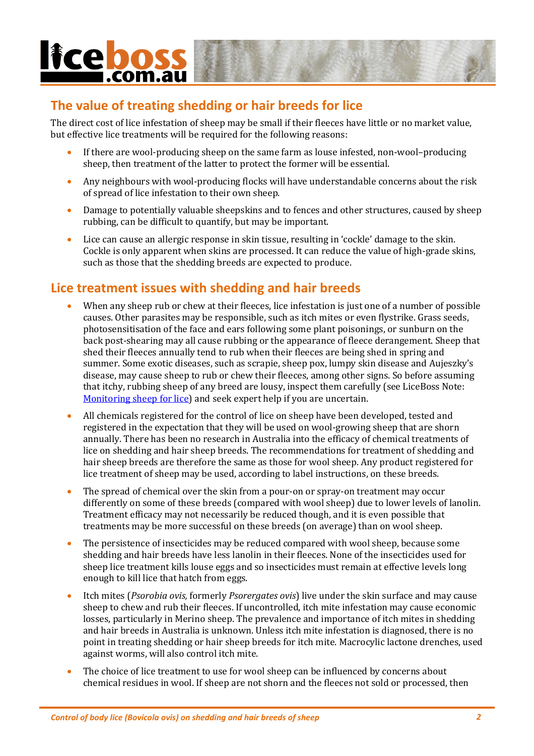## The value of treating shedding or hair breeds for lice

The direct cost of lice infestation of sheep may be small if their fleeces have little or no market value, but effective lice treatments will be required for the following reasons:

- If there are wool-producing sheep on the same farm as louse infested, non-wool–producing sheep, then treatment of the latter to protect the former will be essential.
- Any neighbours with wool-producing flocks will have understandable concerns about the risk of spread of lice infestation to their own sheep.
- Damage to potentially valuable sheepskins and to fences and other structures, caused by sheep rubbing, can be difficult to quantify, but may be important.
- Lice can cause an allergic response in skin tissue, resulting in 'cockle' damage to the skin. Cockle is only apparent when skins are processed. It can reduce the value of high-grade skins, such as those that the shedding breeds are expected to produce.

## Lice treatment issues with shedding and hair breeds

- When any sheep rub or chew at their fleeces, lice infestation is just one of a number of possible causes. Other parasites may be responsible, such as itch mites or even flystrike. Grass seeds, photosensitisation of the face and ears following some plant poisonings, or sunburn on the back post-shearing may all cause rubbing or the appearance of fleece derangement. Sheep that shed their fleeces annually tend to rub when their fleeces are being shed in spring and summer. Some exotic diseases, such as scrapie, sheep pox, lumpy skin disease and Aujeszky's disease, may cause sheep to rub or chew their fleeces, among other signs. So before assuming that itchy, rubbing sheep of any breed are lousy, inspect them carefully (see LiceBoss Note: Monitoring sheep for lice) and seek expert help if you are uncertain.
- All chemicals registered for the control of lice on sheep have been developed, tested and registered in the expectation that they will be used on wool-growing sheep that are shorn annually. There has been no research in Australia into the efficacy of chemical treatments of lice on shedding and hair sheep breeds. The recommendations for treatment of shedding and hair sheep breeds are therefore the same as those for wool sheep. Any product registered for lice treatment of sheep may be used, according to label instructions, on these breeds.
- The spread of chemical over the skin from a pour-on or spray-on treatment may occur differently on some of these breeds (compared with wool sheep) due to lower levels of lanolin. Treatment efficacy may not necessarily be reduced though, and it is even possible that treatments may be more successful on these breeds (on average) than on wool sheep.
- The persistence of insecticides may be reduced compared with wool sheep, because some shedding and hair breeds have less lanolin in their fleeces. None of the insecticides used for sheep lice treatment kills louse eggs and so insecticides must remain at effective levels long enough to kill lice that hatch from eggs.
- Itch mites (*Psorobia ovis,* formerly *Psorergates ovis*) live under the skin surface and may cause sheep to chew and rub their fleeces. If uncontrolled, itch mite infestation may cause economic losses, particularly in Merino sheep. The prevalence and importance of itch mites in shedding and hair breeds in Australia is unknown. Unless itch mite infestation is diagnosed, there is no point in treating shedding or hair sheep breeds for itch mite. Macrocylic lactone drenches, used against worms, will also control itch mite.
- The choice of lice treatment to use for wool sheep can be influenced by concerns about chemical residues in wool. If sheep are not shorn and the fleeces not sold or processed, then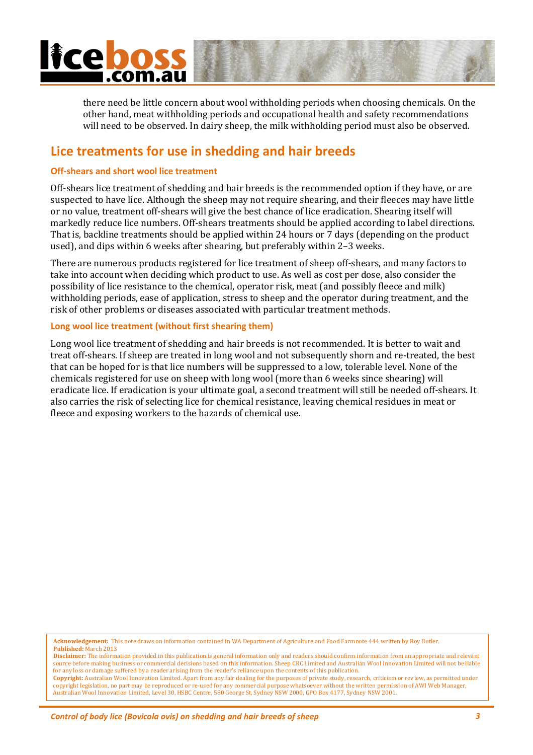there need be little concern about wool withholding periods when choosing chemicals. On the other hand, meat withholding periods and occupational health and safety recommendations will need to be observed. In dairy sheep, the milk withholding period must also be observed.

## Lice treatments for use in shedding and hair breeds

### Off-shears and short wool lice treatment

Off-shears lice treatment of shedding and hair breeds is the recommended option if they have, or are suspected to have lice. Although the sheep may not require shearing, and their fleeces may have little or no value, treatment off-shears will give the best chance of lice eradication. Shearing itself will markedly reduce lice numbers. Off-shears treatments should be applied according to label directions. That is, backline treatments should be applied within 24 hours or 7 days (depending on the product used), and dips within 6 weeks after shearing, but preferably within 2–3 weeks.

There are numerous products registered for lice treatment of sheep off-shears, and many factors to take into account when deciding which product to use. As well as cost per dose, also consider the possibility of lice resistance to the chemical, operator risk, meat (and possibly fleece and milk) withholding periods, ease of application, stress to sheep and the operator during treatment, and the risk of other problems or diseases associated with particular treatment methods.

### Long wool lice treatment (without first shearing them)

Long wool lice treatment of shedding and hair breeds is not recommended. It is better to wait and treat off-shears. If sheep are treated in long wool and not subsequently shorn and re-treated, the best that can be hoped for is that lice numbers will be suppressed to a low, tolerable level. None of the chemicals registered for use on sheep with long wool (more than 6 weeks since shearing) will eradicate lice. If eradication is your ultimate goal, a second treatment will still be needed off-shears. It also carries the risk of selecting lice for chemical resistance, leaving chemical residues in meat or fleece and exposing workers to the hazards of chemical use.

**Acknowledgement:** This note draws on information contained in WA Department of Agriculture and Food Farmnote 444 written by Roy Butler.
**Published:** March 2013
**Disclaimer:** The information provided in this publication is general information only and readers should confirm information from an appropriate and relevant source before making business or commercial decisions based on this information. Sheep CRC Limited and Australian Wool Innovation Limited will not be liable for any loss or damage suffered by a reader arising from the reader's reliance upon the contents of this publication.
**Copyright:** Australian Wool Innovation Limited. Apart from any fair dealing for the purposes of private study, research, criticism or review, as permitted under copyright legislation, no part may be reproduced or re-used for any commercial purpose whatsoever without the written permission of AWI Web Manager, Australian Wool Innovation Limited, Level 30, HSBC Centre, 580 George St, Sydney NSW 2000, GPO Box 4177, Sydney NSW 2001.